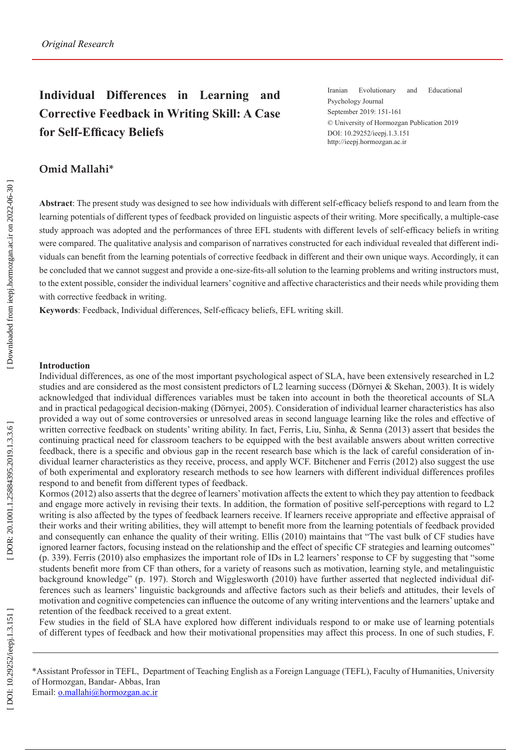*Original Research*

# Individual Differences in Learning and Corrective Feedback in Writing Skill: A Case for Self-Efficacy Beliefs

Iranian Evolutionary and Educational Psychology Journal
September 2019: 151-161
© University of Hormozgan Publication 2019
DOI: 10.29252/ieepj.1.3.151
http://ieepj.hormozgan.ac.ir

**Omid Mallahi***

**Abstract**: The present study was designed to see how individuals with different self-efficacy beliefs respond to and learn from the learning potentials of different types of feedback provided on linguistic aspects of their writing. More specifically, a multiple-case study approach was adopted and the performances of three EFL students with different levels of self-efficacy beliefs in writing were compared. The qualitative analysis and comparison of narratives constructed for each individual revealed that different individuals can benefit from the learning potentials of corrective feedback in different and their own unique ways. Accordingly, it can be concluded that we cannot suggest and provide a one-size-fits-all solution to the learning problems and writing instructors must, to the extent possible, consider the individual learners' cognitive and affective characteristics and their needs while providing them with corrective feedback in writing.

**Keywords**: Feedback, Individual differences, Self-efficacy beliefs, EFL writing skill.

## Introduction

Individual differences, as one of the most important psychological aspect of SLA, have been extensively researched in L2 studies and are considered as the most consistent predictors of L2 learning success (Dörnyei & Skehan, 2003). It is widely acknowledged that individual differences variables must be taken into account in both the theoretical accounts of SLA and in practical pedagogical decision-making (Dörnyei, 2005). Consideration of individual learner characteristics has also provided a way out of some controversies or unresolved areas in second language learning like the roles and effective of written corrective feedback on students' writing ability. In fact, Ferris, Liu, Sinha, & Senna (2013) assert that besides the continuing practical need for classroom teachers to be equipped with the best available answers about written corrective feedback, there is a specific and obvious gap in the recent research base which is the lack of careful consideration of individual learner characteristics as they receive, process, and apply WCF. Bitchener and Ferris (2012) also suggest the use of both experimental and exploratory research methods to see how learners with different individual differences profiles respond to and benefit from different types of feedback.

Kormos (2012) also asserts that the degree of learners' motivation affects the extent to which they pay attention to feedback and engage more actively in revising their texts. In addition, the formation of positive self-perceptions with regard to L2 writing is also affected by the types of feedback learners receive. If learners receive appropriate and effective appraisal of their works and their writing abilities, they will attempt to benefit more from the learning potentials of feedback provided and consequently can enhance the quality of their writing. Ellis (2010) maintains that "The vast bulk of CF studies have ignored learner factors, focusing instead on the relationship and the effect of specific CF strategies and learning outcomes" (p. 339). Ferris (2010) also emphasizes the important role of IDs in L2 learners' response to CF by suggesting that "some students benefit more from CF than others, for a variety of reasons such as motivation, learning style, and metalinguistic background knowledge" (p. 197). Storch and Wigglesworth (2010) have further asserted that neglected individual differences such as learners' linguistic backgrounds and affective factors such as their beliefs and attitudes, their levels of motivation and cognitive competencies can influence the outcome of any writing interventions and the learners' uptake and retention of the feedback received to a great extent.

Few studies in the field of SLA have explored how different individuals respond to or make use of learning potentials of different types of feedback and how their motivational propensities may affect this process. In one of such studies, F.

---

*Assistant Professor in TEFL, Department of Teaching English as a Foreign Language (TEFL), Faculty of Humanities, University of Hormozgan, Bandar- Abbas, Iran
Email: o.mallahi@hormozgan.ac.ir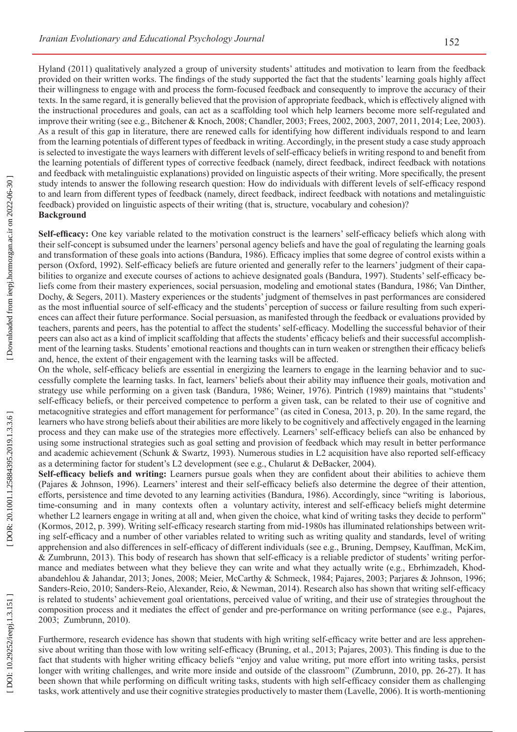Hyland (2011) qualitatively analyzed a group of university students' attitudes and motivation to learn from the feedback provided on their written works. The findings of the study supported the fact that the students' learning goals highly affect their willingness to engage with and process the form-focused feedback and consequently to improve the accuracy of their texts. In the same regard, it is generally believed that the provision of appropriate feedback, which is effectively aligned with the instructional procedures and goals, can act as a scaffolding tool which help learners become more self-regulated and improve their writing (see e.g., Bitchener & Knoch, 2008; Chandler, 2003; Frees, 2002, 2003, 2007, 2011, 2014; Lee, 2003). As a result of this gap in literature, there are renewed calls for identifying how different individuals respond to and learn from the learning potentials of different types of feedback in writing. Accordingly, in the present study a case study approach is selected to investigate the ways learners with different levels of self-efficacy beliefs in writing respond to and benefit from the learning potentials of different types of corrective feedback (namely, direct feedback, indirect feedback with notations and feedback with metalinguistic explanations) provided on linguistic aspects of their writing. More specifically, the present study intends to answer the following research question: How do individuals with different levels of self-efficacy respond to and learn from different types of feedback (namely, direct feedback, indirect feedback with notations and metalinguistic feedback) provided on linguistic aspects of their writing (that is, structure, vocabulary and cohesion)?

## Background

**Self-efficacy:** One key variable related to the motivation construct is the learners' self-efficacy beliefs which along with their self-concept is subsumed under the learners' personal agency beliefs and have the goal of regulating the learning goals and transformation of these goals into actions (Bandura, 1986). Efficacy implies that some degree of control exists within a person (Oxford, 1992). Self-efficacy beliefs are future oriented and generally refer to the learners' judgment of their capabilities to organize and execute courses of actions to achieve designated goals (Bandura, 1997). Students' self-efficacy beliefs come from their mastery experiences, social persuasion, modeling and emotional states (Bandura, 1986; Van Dinther, Dochy, & Segers, 2011). Mastery experiences or the students' judgment of themselves in past performances are considered as the most influential source of self-efficacy and the students' perception of success or failure resulting from such experiences can affect their future performance. Social persuasion, as manifested through the feedback or evaluations provided by teachers, parents and peers, has the potential to affect the students' self-efficacy. Modelling the successful behavior of their peers can also act as a kind of implicit scaffolding that affects the students' efficacy beliefs and their successful accomplishment of the learning tasks. Students' emotional reactions and thoughts can in turn weaken or strengthen their efficacy beliefs and, hence, the extent of their engagement with the learning tasks will be affected.

On the whole, self-efficacy beliefs are essential in energizing the learners to engage in the learning behavior and to successfully complete the learning tasks. In fact, learners' beliefs about their ability may influence their goals, motivation and strategy use while performing on a given task (Bandura, 1986; Weiner, 1976). Pintrich (1989) maintains that "students' self-efficacy beliefs, or their perceived competence to perform a given task, can be related to their use of cognitive and metacognitive strategies and effort management for performance" (as cited in Conesa, 2013, p. 20). In the same regard, the learners who have strong beliefs about their abilities are more likely to be cognitively and affectively engaged in the learning process and they can make use of the strategies more effectively. Learners' self-efficacy beliefs can also be enhanced by using some instructional strategies such as goal setting and provision of feedback which may result in better performance and academic achievement (Schunk & Swartz, 1993). Numerous studies in L2 acquisition have also reported self-efficacy as a determining factor for student's L2 development (see e.g., Chularut & DeBacker, 2004).

**Self-efficacy beliefs and writing:** Learners pursue goals when they are confident about their abilities to achieve them (Pajares & Johnson, 1996). Learners' interest and their self-efficacy beliefs also determine the degree of their attention, efforts, persistence and time devoted to any learning activities (Bandura, 1986). Accordingly, since "writing is laborious, time-consuming and in many contexts often a voluntary activity, interest and self-efficacy beliefs might determine whether L2 learners engage in writing at all and, when given the choice, what kind of writing tasks they decide to perform" (Kormos, 2012, p. 399). Writing self-efficacy research starting from mid-1980s has illuminated relationships between writing self-efficacy and a number of other variables related to writing such as writing quality and standards, level of writing apprehension and also differences in self-efficacy of different individuals (see e.g., Bruning, Dempsey, Kauffman, McKim, & Zumbrunn, 2013). This body of research has shown that self-efficacy is a reliable predictor of students' writing performance and mediates between what they believe they can write and what they actually write (e.g., Ebrhimzadeh, Khodabandehlou & Jahandar, 2013; Jones, 2008; Meier, McCarthy & Schmeck, 1984; Pajares, 2003; Parjares & Johnson, 1996; Sanders-Reio, 2010; Sanders-Reio, Alexander, Reio, & Newman, 2014). Research also has shown that writing self-efficacy is related to students' achievement goal orientations, perceived value of writing, and their use of strategies throughout the composition process and it mediates the effect of gender and pre-performance on writing performance (see e.g., Pajares, 2003; Zumbrunn, 2010).

Furthermore, research evidence has shown that students with high writing self-efficacy write better and are less apprehensive about writing than those with low writing self-efficacy (Bruning, et al., 2013; Pajares, 2003). This finding is due to the fact that students with higher writing efficacy beliefs "enjoy and value writing, put more effort into writing tasks, persist longer with writing challenges, and write more inside and outside of the classroom" (Zumbrunn, 2010, pp. 26-27). It has been shown that while performing on difficult writing tasks, students with high self-efficacy consider them as challenging tasks, work attentively and use their cognitive strategies productively to master them (Lavelle, 2006). It is worth-mentioning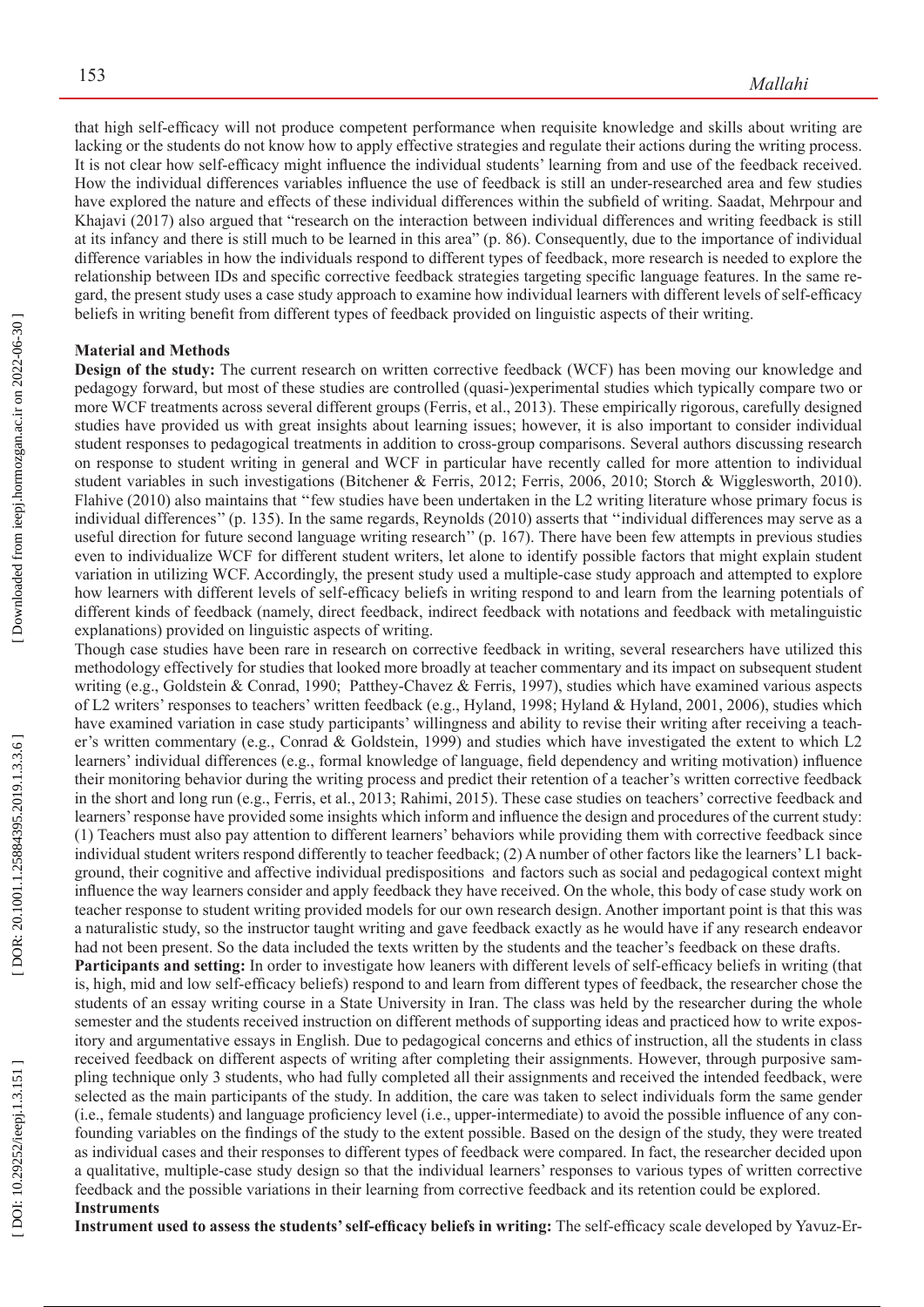that high self-efficacy will not produce competent performance when requisite knowledge and skills about writing are lacking or the students do not know how to apply effective strategies and regulate their actions during the writing process. It is not clear how self-efficacy might influence the individual students' learning from and use of the feedback received. How the individual differences variables influence the use of feedback is still an under-researched area and few studies have explored the nature and effects of these individual differences within the subfield of writing. Saadat, Mehrpour and Khajavi (2017) also argued that "research on the interaction between individual differences and writing feedback is still at its infancy and there is still much to be learned in this area" (p. 86). Consequently, due to the importance of individual difference variables in how the individuals respond to different types of feedback, more research is needed to explore the relationship between IDs and specific corrective feedback strategies targeting specific language features. In the same regard, the present study uses a case study approach to examine how individual learners with different levels of self-efficacy beliefs in writing benefit from different types of feedback provided on linguistic aspects of their writing.

## Material and Methods

**Design of the study:** The current research on written corrective feedback (WCF) has been moving our knowledge and pedagogy forward, but most of these studies are controlled (quasi-)experimental studies which typically compare two or more WCF treatments across several different groups (Ferris, et al., 2013). These empirically rigorous, carefully designed studies have provided us with great insights about learning issues; however, it is also important to consider individual student responses to pedagogical treatments in addition to cross-group comparisons. Several authors discussing research on response to student writing in general and WCF in particular have recently called for more attention to individual student variables in such investigations (Bitchener & Ferris, 2012; Ferris, 2006, 2010; Storch & Wigglesworth, 2010). Flahive (2010) also maintains that ''few studies have been undertaken in the L2 writing literature whose primary focus is individual differences'' (p. 135). In the same regards, Reynolds (2010) asserts that ''individual differences may serve as a useful direction for future second language writing research'' (p. 167). There have been few attempts in previous studies even to individualize WCF for different student writers, let alone to identify possible factors that might explain student variation in utilizing WCF. Accordingly, the present study used a multiple-case study approach and attempted to explore how learners with different levels of self-efficacy beliefs in writing respond to and learn from the learning potentials of different kinds of feedback (namely, direct feedback, indirect feedback with notations and feedback with metalinguistic explanations) provided on linguistic aspects of writing.

Though case studies have been rare in research on corrective feedback in writing, several researchers have utilized this methodology effectively for studies that looked more broadly at teacher commentary and its impact on subsequent student writing (e.g., Goldstein & Conrad, 1990; Patthey-Chavez & Ferris, 1997), studies which have examined various aspects of L2 writers' responses to teachers' written feedback (e.g., Hyland, 1998; Hyland & Hyland, 2001, 2006), studies which have examined variation in case study participants' willingness and ability to revise their writing after receiving a teacher's written commentary (e.g., Conrad & Goldstein, 1999) and studies which have investigated the extent to which L2 learners' individual differences (e.g., formal knowledge of language, field dependency and writing motivation) influence their monitoring behavior during the writing process and predict their retention of a teacher's written corrective feedback in the short and long run (e.g., Ferris, et al., 2013; Rahimi, 2015). These case studies on teachers' corrective feedback and learners' response have provided some insights which inform and influence the design and procedures of the current study: (1) Teachers must also pay attention to different learners' behaviors while providing them with corrective feedback since individual student writers respond differently to teacher feedback; (2) A number of other factors like the learners' L1 background, their cognitive and affective individual predispositions and factors such as social and pedagogical context might influence the way learners consider and apply feedback they have received. On the whole, this body of case study work on teacher response to student writing provided models for our own research design. Another important point is that this was a naturalistic study, so the instructor taught writing and gave feedback exactly as he would have if any research endeavor had not been present. So the data included the texts written by the students and the teacher's feedback on these drafts.

**Participants and setting:** In order to investigate how leaners with different levels of self-efficacy beliefs in writing (that is, high, mid and low self-efficacy beliefs) respond to and learn from different types of feedback, the researcher chose the students of an essay writing course in a State University in Iran. The class was held by the researcher during the whole semester and the students received instruction on different methods of supporting ideas and practiced how to write expository and argumentative essays in English. Due to pedagogical concerns and ethics of instruction, all the students in class received feedback on different aspects of writing after completing their assignments. However, through purposive sampling technique only 3 students, who had fully completed all their assignments and received the intended feedback, were selected as the main participants of the study. In addition, the care was taken to select individuals form the same gender (i.e., female students) and language proficiency level (i.e., upper-intermediate) to avoid the possible influence of any confounding variables on the findings of the study to the extent possible. Based on the design of the study, they were treated as individual cases and their responses to different types of feedback were compared. In fact, the researcher decided upon a qualitative, multiple-case study design so that the individual learners' responses to various types of written corrective feedback and the possible variations in their learning from corrective feedback and its retention could be explored.

### Instruments

**Instrument used to assess the students' self-efficacy beliefs in writing:** The self-efficacy scale developed by Yavuz-Er-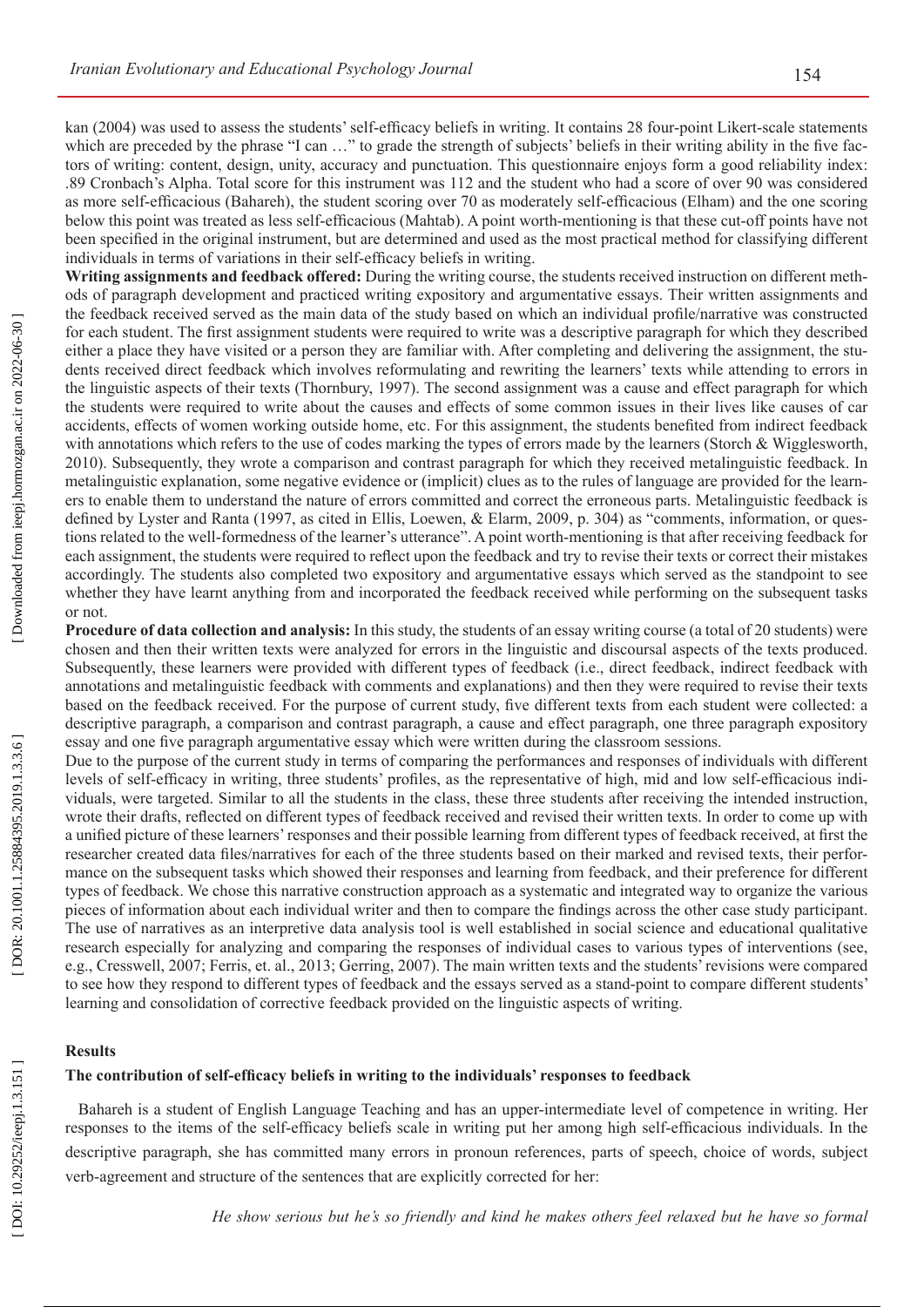kan (2004) was used to assess the students' self-efficacy beliefs in writing. It contains 28 four-point Likert-scale statements which are preceded by the phrase "I can …" to grade the strength of subjects' beliefs in their writing ability in the five factors of writing: content, design, unity, accuracy and punctuation. This questionnaire enjoys form a good reliability index: .89 Cronbach's Alpha. Total score for this instrument was 112 and the student who had a score of over 90 was considered as more self-efficacious (Bahareh), the student scoring over 70 as moderately self-efficacious (Elham) and the one scoring below this point was treated as less self-efficacious (Mahtab). A point worth-mentioning is that these cut-off points have not been specified in the original instrument, but are determined and used as the most practical method for classifying different individuals in terms of variations in their self-efficacy beliefs in writing.

**Writing assignments and feedback offered:** During the writing course, the students received instruction on different methods of paragraph development and practiced writing expository and argumentative essays. Their written assignments and the feedback received served as the main data of the study based on which an individual profile/narrative was constructed for each student. The first assignment students were required to write was a descriptive paragraph for which they described either a place they have visited or a person they are familiar with. After completing and delivering the assignment, the students received direct feedback which involves reformulating and rewriting the learners' texts while attending to errors in the linguistic aspects of their texts (Thornbury, 1997). The second assignment was a cause and effect paragraph for which the students were required to write about the causes and effects of some common issues in their lives like causes of car accidents, effects of women working outside home, etc. For this assignment, the students benefited from indirect feedback with annotations which refers to the use of codes marking the types of errors made by the learners (Storch & Wigglesworth, 2010). Subsequently, they wrote a comparison and contrast paragraph for which they received metalinguistic feedback. In metalinguistic explanation, some negative evidence or (implicit) clues as to the rules of language are provided for the learners to enable them to understand the nature of errors committed and correct the erroneous parts. Metalinguistic feedback is defined by Lyster and Ranta (1997, as cited in Ellis, Loewen, & Elarm, 2009, p. 304) as "comments, information, or questions related to the well-formedness of the learner's utterance". A point worth-mentioning is that after receiving feedback for each assignment, the students were required to reflect upon the feedback and try to revise their texts or correct their mistakes accordingly. The students also completed two expository and argumentative essays which served as the standpoint to see whether they have learnt anything from and incorporated the feedback received while performing on the subsequent tasks or not.

**Procedure of data collection and analysis:** In this study, the students of an essay writing course (a total of 20 students) were chosen and then their written texts were analyzed for errors in the linguistic and discoursal aspects of the texts produced. Subsequently, these learners were provided with different types of feedback (i.e., direct feedback, indirect feedback with annotations and metalinguistic feedback with comments and explanations) and then they were required to revise their texts based on the feedback received. For the purpose of current study, five different texts from each student were collected: a descriptive paragraph, a comparison and contrast paragraph, a cause and effect paragraph, one three paragraph expository essay and one five paragraph argumentative essay which were written during the classroom sessions.

Due to the purpose of the current study in terms of comparing the performances and responses of individuals with different levels of self-efficacy in writing, three students' profiles, as the representative of high, mid and low self-efficacious individuals, were targeted. Similar to all the students in the class, these three students after receiving the intended instruction, wrote their drafts, reflected on different types of feedback received and revised their written texts. In order to come up with a unified picture of these learners' responses and their possible learning from different types of feedback received, at first the researcher created data files/narratives for each of the three students based on their marked and revised texts, their performance on the subsequent tasks which showed their responses and learning from feedback, and their preference for different types of feedback. We chose this narrative construction approach as a systematic and integrated way to organize the various pieces of information about each individual writer and then to compare the findings across the other case study participant. The use of narratives as an interpretive data analysis tool is well established in social science and educational qualitative research especially for analyzing and comparing the responses of individual cases to various types of interventions (see, e.g., Cresswell, 2007; Ferris, et. al., 2013; Gerring, 2007). The main written texts and the students' revisions were compared to see how they respond to different types of feedback and the essays served as a stand-point to compare different students' learning and consolidation of corrective feedback provided on the linguistic aspects of writing.

## Results

### The contribution of self-efficacy beliefs in writing to the individuals' responses to feedback

Bahareh is a student of English Language Teaching and has an upper-intermediate level of competence in writing. Her responses to the items of the self-efficacy beliefs scale in writing put her among high self-efficacious individuals. In the descriptive paragraph, she has committed many errors in pronoun references, parts of speech, choice of words, subject verb-agreement and structure of the sentences that are explicitly corrected for her:

*He show serious but he's so friendly and kind he makes others feel relaxed but he have so formal*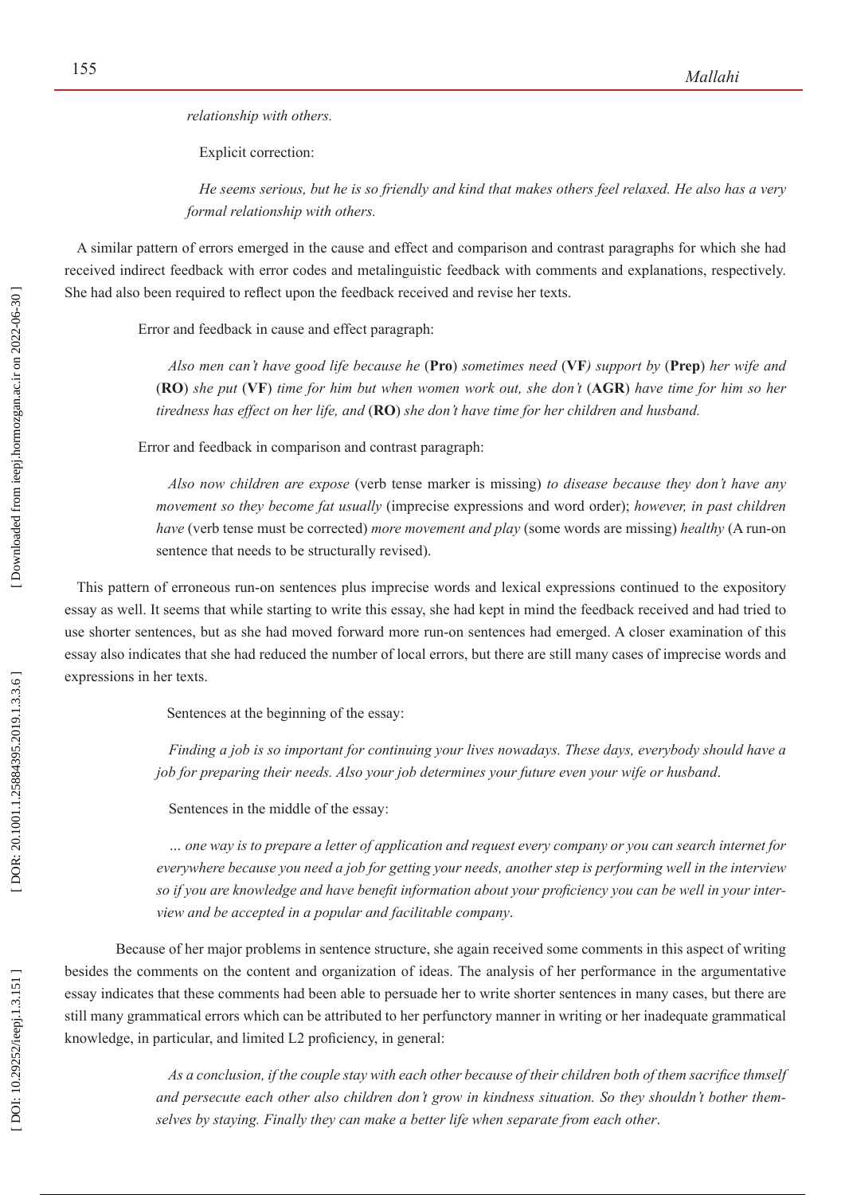*relationship with others.*

Explicit correction:

*He seems serious, but he is so friendly and kind that makes others feel relaxed. He also has a very formal relationship with others.*

A similar pattern of errors emerged in the cause and effect and comparison and contrast paragraphs for which she had received indirect feedback with error codes and metalinguistic feedback with comments and explanations, respectively. She had also been required to reflect upon the feedback received and revise her texts.

Error and feedback in cause and effect paragraph:

*Also men can't have good life because he* (**Pro**) *sometimes need* (**VF**) *support by* (**Prep**) *her wife and* (**RO**) *she put* (**VF**) *time for him but when women work out, she don't* (**AGR**) *have time for him so her tiredness has effect on her life, and* (**RO**) *she don't have time for her children and husband.*

Error and feedback in comparison and contrast paragraph:

*Also now children are expose* (verb tense marker is missing) *to disease because they don't have any movement so they become fat usually* (imprecise expressions and word order); *however, in past children have* (verb tense must be corrected) *more movement and play* (some words are missing) *healthy* (A run-on sentence that needs to be structurally revised).

This pattern of erroneous run-on sentences plus imprecise words and lexical expressions continued to the expository essay as well. It seems that while starting to write this essay, she had kept in mind the feedback received and had tried to use shorter sentences, but as she had moved forward more run-on sentences had emerged. A closer examination of this essay also indicates that she had reduced the number of local errors, but there are still many cases of imprecise words and expressions in her texts.

Sentences at the beginning of the essay:

*Finding a job is so important for continuing your lives nowadays. These days, everybody should have a job for preparing their needs. Also your job determines your future even your wife or husband*.

Sentences in the middle of the essay:

*… one way is to prepare a letter of application and request every company or you can search internet for everywhere because you need a job for getting your needs, another step is performing well in the interview so if you are knowledge and have benefit information about your proficiency you can be well in your interview and be accepted in a popular and facilitable company*.

Because of her major problems in sentence structure, she again received some comments in this aspect of writing besides the comments on the content and organization of ideas. The analysis of her performance in the argumentative essay indicates that these comments had been able to persuade her to write shorter sentences in many cases, but there are still many grammatical errors which can be attributed to her perfunctory manner in writing or her inadequate grammatical knowledge, in particular, and limited L2 proficiency, in general:

*As a conclusion, if the couple stay with each other because of their children both of them sacrifice thmself and persecute each other also children don't grow in kindness situation. So they shouldn't bother themselves by staying. Finally they can make a better life when separate from each other*.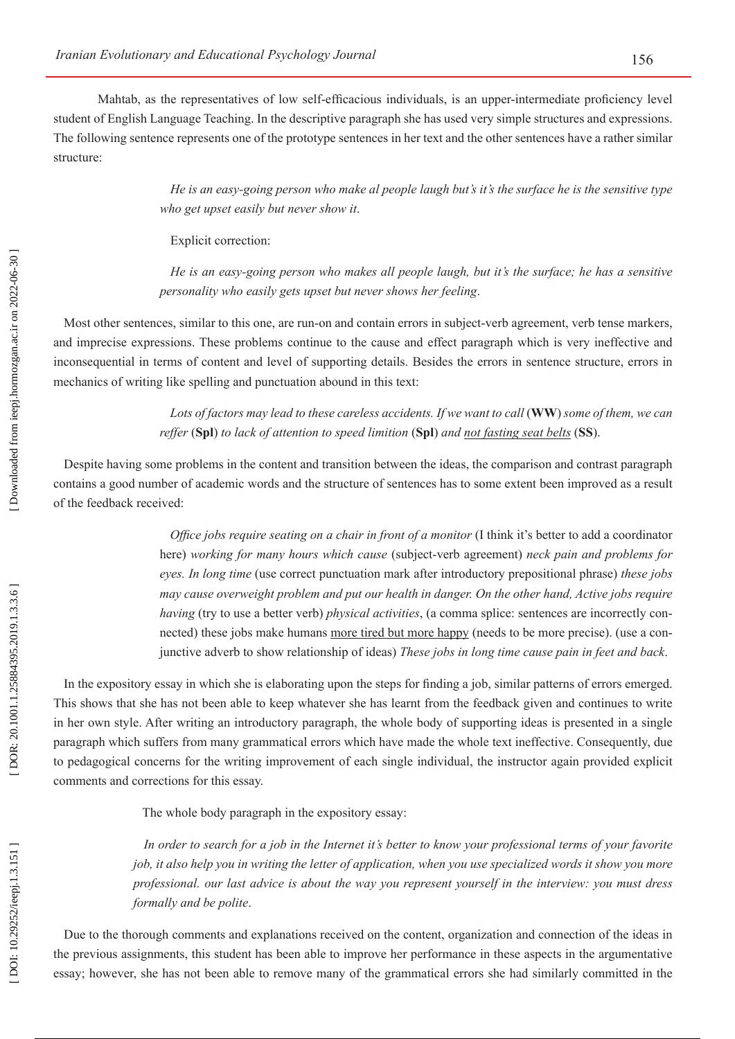Mahtab, as the representatives of low self-efficacious individuals, is an upper-intermediate proficiency level student of English Language Teaching. In the descriptive paragraph she has used very simple structures and expressions. The following sentence represents one of the prototype sentences in her text and the other sentences have a rather similar structure:

> *He is an easy-going person who make al people laugh but's it's the surface he is the sensitive type who get upset easily but never show it*.
>
> Explicit correction:
>
> *He is an easy-going person who makes all people laugh, but it's the surface; he has a sensitive personality who easily gets upset but never shows her feeling*.

Most other sentences, similar to this one, are run-on and contain errors in subject-verb agreement, verb tense markers, and imprecise expressions. These problems continue to the cause and effect paragraph which is very ineffective and inconsequential in terms of content and level of supporting details. Besides the errors in sentence structure, errors in mechanics of writing like spelling and punctuation abound in this text:

> *Lots of factors may lead to these careless accidents. If we want to call* (**WW**) *some of them, we can reffer* (**Spl**) *to lack of attention to speed limition* (**Spl**) *and <u>not fasting seat belts</u>* (**SS**).

Despite having some problems in the content and transition between the ideas, the comparison and contrast paragraph contains a good number of academic words and the structure of sentences has to some extent been improved as a result of the feedback received:

> *Office jobs require seating on a chair in front of a monitor* (I think it's better to add a coordinator here) *working for many hours which cause* (subject-verb agreement) *neck pain and problems for eyes. In long time* (use correct punctuation mark after introductory prepositional phrase) *these jobs may cause overweight problem and put our health in danger. On the other hand, Active jobs require having* (try to use a better verb) *physical activities*, (a comma splice: sentences are incorrectly connected) these jobs make humans <u>more tired but more happy</u> (needs to be more precise). (use a conjunctive adverb to show relationship of ideas) *These jobs in long time cause pain in feet and back*.

In the expository essay in which she is elaborating upon the steps for finding a job, similar patterns of errors emerged. This shows that she has not been able to keep whatever she has learnt from the feedback given and continues to write in her own style. After writing an introductory paragraph, the whole body of supporting ideas is presented in a single paragraph which suffers from many grammatical errors which have made the whole text ineffective. Consequently, due to pedagogical concerns for the writing improvement of each single individual, the instructor again provided explicit comments and corrections for this essay.

The whole body paragraph in the expository essay:

> *In order to search for a job in the Internet it's better to know your professional terms of your favorite job, it also help you in writing the letter of application, when you use specialized words it show you more professional. our last advice is about the way you represent yourself in the interview: you must dress formally and be polite*.

Due to the thorough comments and explanations received on the content, organization and connection of the ideas in the previous assignments, this student has been able to improve her performance in these aspects in the argumentative essay; however, she has not been able to remove many of the grammatical errors she had similarly committed in the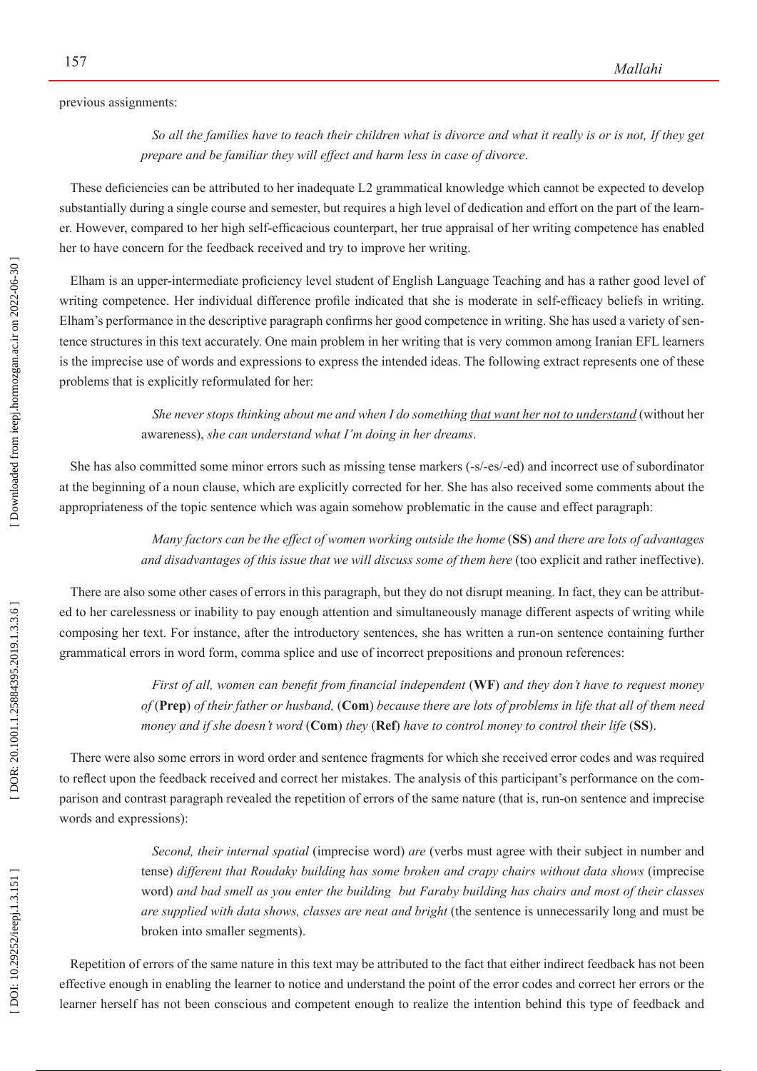previous assignments:

> *So all the families have to teach their children what is divorce and what it really is or is not, If they get prepare and be familiar they will effect and harm less in case of divorce*.

These deficiencies can be attributed to her inadequate L2 grammatical knowledge which cannot be expected to develop substantially during a single course and semester, but requires a high level of dedication and effort on the part of the learner. However, compared to her high self-efficacious counterpart, her true appraisal of her writing competence has enabled her to have concern for the feedback received and try to improve her writing.

Elham is an upper-intermediate proficiency level student of English Language Teaching and has a rather good level of writing competence. Her individual difference profile indicated that she is moderate in self-efficacy beliefs in writing. Elham's performance in the descriptive paragraph confirms her good competence in writing. She has used a variety of sentence structures in this text accurately. One main problem in her writing that is very common among Iranian EFL learners is the imprecise use of words and expressions to express the intended ideas. The following extract represents one of these problems that is explicitly reformulated for her:

> *She never stops thinking about me and when I do something <u>that want her not to understand</u>* (without her awareness), *she can understand what I'm doing in her dreams*.

She has also committed some minor errors such as missing tense markers (-s/-es/-ed) and incorrect use of subordinator at the beginning of a noun clause, which are explicitly corrected for her. She has also received some comments about the appropriateness of the topic sentence which was again somehow problematic in the cause and effect paragraph:

> *Many factors can be the effect of women working outside the home* (**SS**) *and there are lots of advantages and disadvantages of this issue that we will discuss some of them here* (too explicit and rather ineffective).

There are also some other cases of errors in this paragraph, but they do not disrupt meaning. In fact, they can be attributed to her carelessness or inability to pay enough attention and simultaneously manage different aspects of writing while composing her text. For instance, after the introductory sentences, she has written a run-on sentence containing further grammatical errors in word form, comma splice and use of incorrect prepositions and pronoun references:

> *First of all, women can benefit from financial independent* (**WF**) *and they don't have to request money of* (**Prep**) *of their father or husband,* (**Com**) *because there are lots of problems in life that all of them need money and if she doesn't word* (**Com**) *they* (**Ref**) *have to control money to control their life* (**SS**).

There were also some errors in word order and sentence fragments for which she received error codes and was required to reflect upon the feedback received and correct her mistakes. The analysis of this participant's performance on the comparison and contrast paragraph revealed the repetition of errors of the same nature (that is, run-on sentence and imprecise words and expressions):

> *Second, their internal spatial* (imprecise word) *are* (verbs must agree with their subject in number and tense) *different that Roudaky building has some broken and crapy chairs without data shows* (imprecise word) *and bad smell as you enter the building but Faraby building has chairs and most of their classes are supplied with data shows, classes are neat and bright* (the sentence is unnecessarily long and must be broken into smaller segments).

Repetition of errors of the same nature in this text may be attributed to the fact that either indirect feedback has not been effective enough in enabling the learner to notice and understand the point of the error codes and correct her errors or the learner herself has not been conscious and competent enough to realize the intention behind this type of feedback and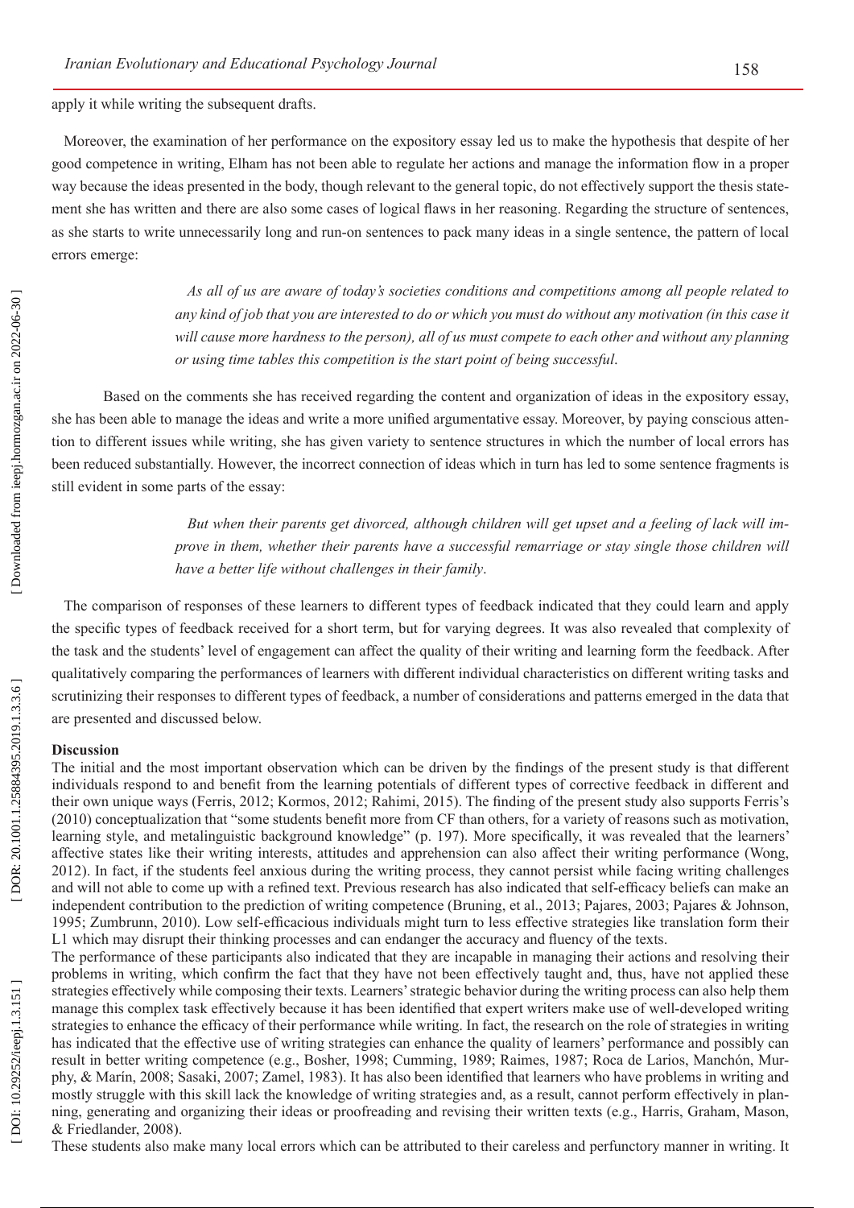apply it while writing the subsequent drafts.

Moreover, the examination of her performance on the expository essay led us to make the hypothesis that despite of her good competence in writing, Elham has not been able to regulate her actions and manage the information flow in a proper way because the ideas presented in the body, though relevant to the general topic, do not effectively support the thesis statement she has written and there are also some cases of logical flaws in her reasoning. Regarding the structure of sentences, as she starts to write unnecessarily long and run-on sentences to pack many ideas in a single sentence, the pattern of local errors emerge:

> *As all of us are aware of today's societies conditions and competitions among all people related to any kind of job that you are interested to do or which you must do without any motivation (in this case it will cause more hardness to the person), all of us must compete to each other and without any planning or using time tables this competition is the start point of being successful*.

Based on the comments she has received regarding the content and organization of ideas in the expository essay, she has been able to manage the ideas and write a more unified argumentative essay. Moreover, by paying conscious attention to different issues while writing, she has given variety to sentence structures in which the number of local errors has been reduced substantially. However, the incorrect connection of ideas which in turn has led to some sentence fragments is still evident in some parts of the essay:

> *But when their parents get divorced, although children will get upset and a feeling of lack will improve in them, whether their parents have a successful remarriage or stay single those children will have a better life without challenges in their family*.

The comparison of responses of these learners to different types of feedback indicated that they could learn and apply the specific types of feedback received for a short term, but for varying degrees. It was also revealed that complexity of the task and the students' level of engagement can affect the quality of their writing and learning form the feedback. After qualitatively comparing the performances of learners with different individual characteristics on different writing tasks and scrutinizing their responses to different types of feedback, a number of considerations and patterns emerged in the data that are presented and discussed below.

## Discussion

The initial and the most important observation which can be driven by the findings of the present study is that different individuals respond to and benefit from the learning potentials of different types of corrective feedback in different and their own unique ways (Ferris, 2012; Kormos, 2012; Rahimi, 2015). The finding of the present study also supports Ferris's (2010) conceptualization that "some students benefit more from CF than others, for a variety of reasons such as motivation, learning style, and metalinguistic background knowledge" (p. 197). More specifically, it was revealed that the learners' affective states like their writing interests, attitudes and apprehension can also affect their writing performance (Wong, 2012). In fact, if the students feel anxious during the writing process, they cannot persist while facing writing challenges and will not able to come up with a refined text. Previous research has also indicated that self-efficacy beliefs can make an independent contribution to the prediction of writing competence (Bruning, et al., 2013; Pajares, 2003; Pajares & Johnson, 1995; Zumbrunn, 2010). Low self-efficacious individuals might turn to less effective strategies like translation form their L1 which may disrupt their thinking processes and can endanger the accuracy and fluency of the texts.

The performance of these participants also indicated that they are incapable in managing their actions and resolving their problems in writing, which confirm the fact that they have not been effectively taught and, thus, have not applied these strategies effectively while composing their texts. Learners' strategic behavior during the writing process can also help them manage this complex task effectively because it has been identified that expert writers make use of well-developed writing strategies to enhance the efficacy of their performance while writing. In fact, the research on the role of strategies in writing has indicated that the effective use of writing strategies can enhance the quality of learners' performance and possibly can result in better writing competence (e.g., Bosher, 1998; Cumming, 1989; Raimes, 1987; Roca de Larios, Manchón, Murphy, & Marín, 2008; Sasaki, 2007; Zamel, 1983). It has also been identified that learners who have problems in writing and mostly struggle with this skill lack the knowledge of writing strategies and, as a result, cannot perform effectively in planning, generating and organizing their ideas or proofreading and revising their written texts (e.g., Harris, Graham, Mason, & Friedlander, 2008).

These students also make many local errors which can be attributed to their careless and perfunctory manner in writing. It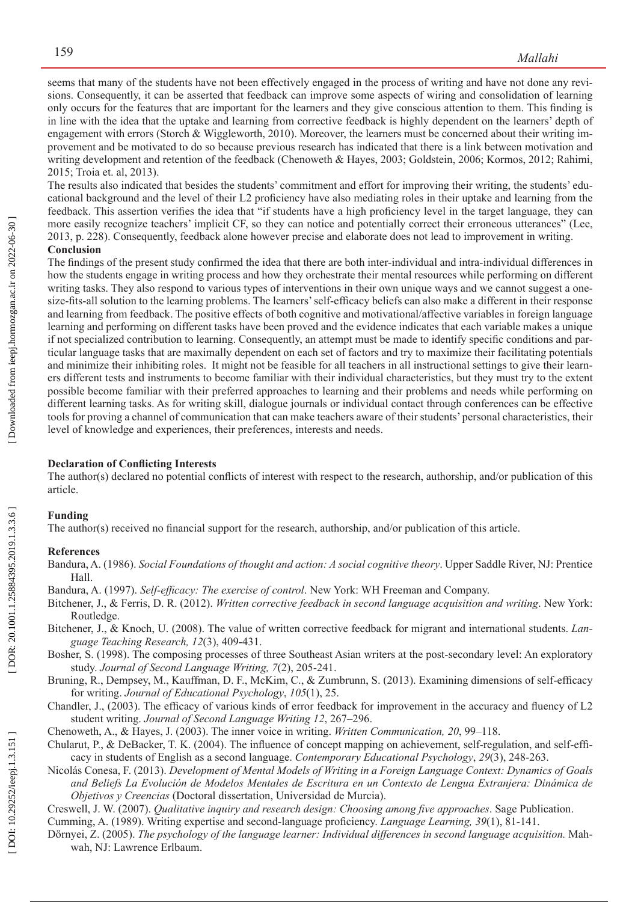seems that many of the students have not been effectively engaged in the process of writing and have not done any revisions. Consequently, it can be asserted that feedback can improve some aspects of wiring and consolidation of learning only occurs for the features that are important for the learners and they give conscious attention to them. This finding is in line with the idea that the uptake and learning from corrective feedback is highly dependent on the learners' depth of engagement with errors (Storch & Wiggleworth, 2010). Moreover, the learners must be concerned about their writing improvement and be motivated to do so because previous research has indicated that there is a link between motivation and writing development and retention of the feedback (Chenoweth & Hayes, 2003; Goldstein, 2006; Kormos, 2012; Rahimi, 2015; Troia et. al, 2013).

The results also indicated that besides the students' commitment and effort for improving their writing, the students' educational background and the level of their L2 proficiency have also mediating roles in their uptake and learning from the feedback. This assertion verifies the idea that "if students have a high proficiency level in the target language, they can more easily recognize teachers' implicit CF, so they can notice and potentially correct their erroneous utterances" (Lee, 2013, p. 228). Consequently, feedback alone however precise and elaborate does not lead to improvement in writing.

## Conclusion

The findings of the present study confirmed the idea that there are both inter-individual and intra-individual differences in how the students engage in writing process and how they orchestrate their mental resources while performing on different writing tasks. They also respond to various types of interventions in their own unique ways and we cannot suggest a one-size-fits-all solution to the learning problems. The learners' self-efficacy beliefs can also make a different in their response and learning from feedback. The positive effects of both cognitive and motivational/affective variables in foreign language learning and performing on different tasks have been proved and the evidence indicates that each variable makes a unique if not specialized contribution to learning. Consequently, an attempt must be made to identify specific conditions and particular language tasks that are maximally dependent on each set of factors and try to maximize their facilitating potentials and minimize their inhibiting roles. It might not be feasible for all teachers in all instructional settings to give their learners different tests and instruments to become familiar with their individual characteristics, but they must try to the extent possible become familiar with their preferred approaches to learning and their problems and needs while performing on different learning tasks. As for writing skill, dialogue journals or individual contact through conferences can be effective tools for proving a channel of communication that can make teachers aware of their students' personal characteristics, their level of knowledge and experiences, their preferences, interests and needs.

### Declaration of Conflicting Interests

The author(s) declared no potential conflicts of interest with respect to the research, authorship, and/or publication of this article.

### Funding

The author(s) received no financial support for the research, authorship, and/or publication of this article.

### References

Bandura, A. (1986). *Social Foundations of thought and action: A social cognitive theory*. Upper Saddle River, NJ: Prentice Hall.

Bandura, A. (1997). *Self-efficacy: The exercise of control*. New York: WH Freeman and Company.

Bitchener, J., & Ferris, D. R. (2012). *Written corrective feedback in second language acquisition and writing*. New York: Routledge.

Bitchener, J., & Knoch, U. (2008). The value of written corrective feedback for migrant and international students. *Language Teaching Research, 12*(3), 409-431.

Bosher, S. (1998). The composing processes of three Southeast Asian writers at the post-secondary level: An exploratory study. *Journal of Second Language Writing, 7*(2), 205-241.

Bruning, R., Dempsey, M., Kauffman, D. F., McKim, C., & Zumbrunn, S. (2013). Examining dimensions of self-efficacy for writing. *Journal of Educational Psychology*, *105*(1), 25.

Chandler, J., (2003). The efficacy of various kinds of error feedback for improvement in the accuracy and fluency of L2 student writing. *Journal of Second Language Writing 12*, 267–296.

Chenoweth, A., & Hayes, J. (2003). The inner voice in writing. *Written Communication, 20*, 99–118.

Chularut, P., & DeBacker, T. K. (2004). The influence of concept mapping on achievement, self-regulation, and self-efficacy in students of English as a second language. *Contemporary Educational Psychology*, *29*(3), 248-263.

Nicolás Conesa, F. (2013). *Development of Mental Models of Writing in a Foreign Language Context: Dynamics of Goals and Beliefs La Evolución de Modelos Mentales de Escritura en un Contexto de Lengua Extranjera: Dinámica de Objetivos y Creencias* (Doctoral dissertation, Universidad de Murcia).

Creswell, J. W. (2007). *Qualitative inquiry and research design: Choosing among five approaches*. Sage Publication.

Cumming, A. (1989). Writing expertise and second-language proficiency. *Language Learning, 39*(1), 81-141.

Dörnyei, Z. (2005). *The psychology of the language learner: Individual differences in second language acquisition.* Mahwah, NJ: Lawrence Erlbaum.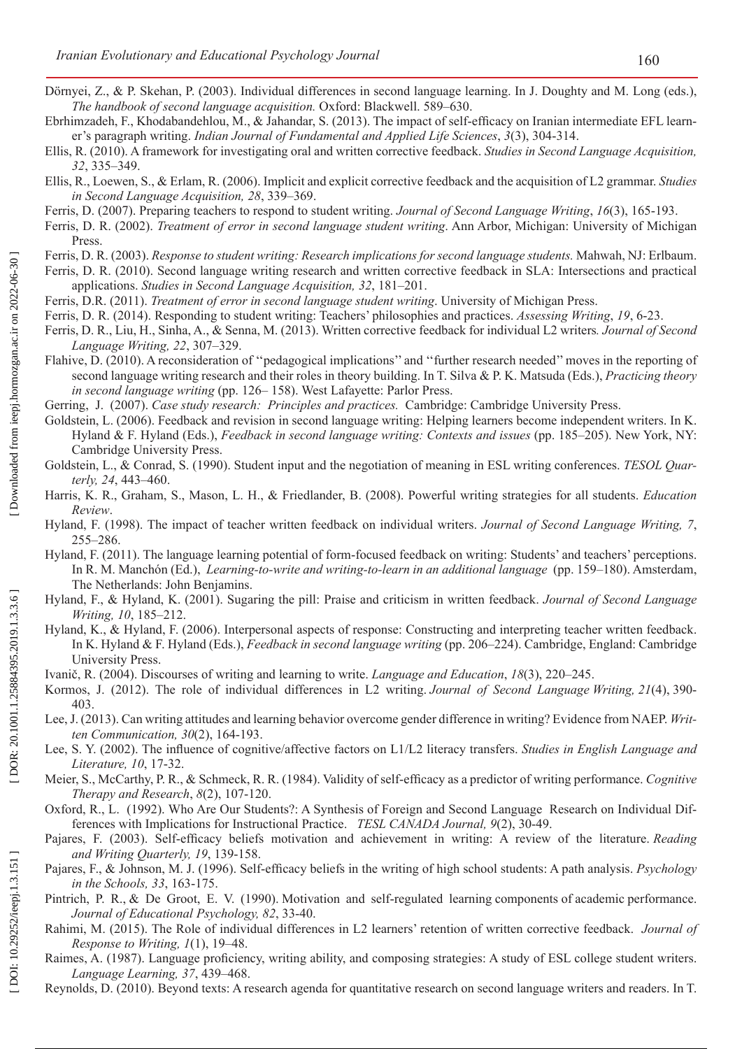Dörnyei, Z., & P. Skehan, P. (2003). Individual differences in second language learning. In J. Doughty and M. Long (eds.), *The handbook of second language acquisition.* Oxford: Blackwell. 589–630.

Ebrhimzadeh, F., Khodabandehlou, M., & Jahandar, S. (2013). The impact of self-efficacy on Iranian intermediate EFL learner's paragraph writing. *Indian Journal of Fundamental and Applied Life Sciences*, *3*(3), 304-314.

Ellis, R. (2010). A framework for investigating oral and written corrective feedback. *Studies in Second Language Acquisition, 32*, 335–349.

Ellis, R., Loewen, S., & Erlam, R. (2006). Implicit and explicit corrective feedback and the acquisition of L2 grammar. *Studies in Second Language Acquisition, 28*, 339–369.

Ferris, D. (2007). Preparing teachers to respond to student writing. *Journal of Second Language Writing*, *16*(3), 165-193.

Ferris, D. R. (2002). *Treatment of error in second language student writing*. Ann Arbor, Michigan: University of Michigan Press.

Ferris, D. R. (2003). *Response to student writing: Research implications for second language students.* Mahwah, NJ: Erlbaum.

Ferris, D. R. (2010). Second language writing research and written corrective feedback in SLA: Intersections and practical applications. *Studies in Second Language Acquisition, 32*, 181–201.

Ferris, D.R. (2011). *Treatment of error in second language student writing*. University of Michigan Press.

Ferris, D. R. (2014). Responding to student writing: Teachers' philosophies and practices. *Assessing Writing*, *19*, 6-23.

Ferris, D. R., Liu, H., Sinha, A., & Senna, M. (2013). Written corrective feedback for individual L2 writers*. Journal of Second Language Writing, 22*, 307–329.

Flahive, D. (2010). A reconsideration of ''pedagogical implications'' and ''further research needed'' moves in the reporting of second language writing research and their roles in theory building. In T. Silva & P. K. Matsuda (Eds.), *Practicing theory in second language writing* (pp. 126– 158). West Lafayette: Parlor Press.

Gerring, J. (2007). *Case study research: Principles and practices.* Cambridge: Cambridge University Press.

Goldstein, L. (2006). Feedback and revision in second language writing: Helping learners become independent writers. In K. Hyland & F. Hyland (Eds.), *Feedback in second language writing: Contexts and issues* (pp. 185–205). New York, NY: Cambridge University Press.

Goldstein, L., & Conrad, S. (1990). Student input and the negotiation of meaning in ESL writing conferences. *TESOL Quarterly, 24*, 443–460.

Harris, K. R., Graham, S., Mason, L. H., & Friedlander, B. (2008). Powerful writing strategies for all students. *Education Review*.

Hyland, F. (1998). The impact of teacher written feedback on individual writers. *Journal of Second Language Writing, 7*, 255–286.

Hyland, F. (2011). The language learning potential of form-focused feedback on writing: Students' and teachers' perceptions. In R. M. Manchón (Ed.), *Learning-to-write and writing-to-learn in an additional language* (pp. 159–180). Amsterdam, The Netherlands: John Benjamins.

Hyland, F., & Hyland, K. (2001). Sugaring the pill: Praise and criticism in written feedback. *Journal of Second Language Writing, 10*, 185–212.

Hyland, K., & Hyland, F. (2006). Interpersonal aspects of response: Constructing and interpreting teacher written feedback. In K. Hyland & F. Hyland (Eds.), *Feedback in second language writing* (pp. 206–224). Cambridge, England: Cambridge University Press.

Ivanič, R. (2004). Discourses of writing and learning to write. *Language and Education*, *18*(3), 220–245.

Kormos, J. (2012). The role of individual differences in L2 writing. *Journal of Second Language Writing, 21*(4), 390-403.

Lee, J. (2013). Can writing attitudes and learning behavior overcome gender difference in writing? Evidence from NAEP. *Written Communication, 30*(2), 164-193.

Lee, S. Y. (2002). The influence of cognitive/affective factors on L1/L2 literacy transfers. *Studies in English Language and Literature, 10*, 17-32.

Meier, S., McCarthy, P. R., & Schmeck, R. R. (1984). Validity of self-efficacy as a predictor of writing performance. *Cognitive Therapy and Research*, *8*(2), 107-120.

Oxford, R., L. (1992). Who Are Our Students?: A Synthesis of Foreign and Second Language Research on Individual Differences with Implications for Instructional Practice. *TESL CANADA Journal, 9*(2), 30-49.

Pajares, F. (2003). Self-efficacy beliefs motivation and achievement in writing: A review of the literature. *Reading and Writing Quarterly, 19*, 139-158.

Pajares, F., & Johnson, M. J. (1996). Self-efficacy beliefs in the writing of high school students: A path analysis. *Psychology in the Schools, 33*, 163-175.

Pintrich, P. R., & De Groot, E. V. (1990). Motivation and self-regulated learning components of academic performance. *Journal of Educational Psychology, 82*, 33-40.

Rahimi, M. (2015). The Role of individual differences in L2 learners' retention of written corrective feedback. *Journal of Response to Writing, 1*(1), 19–48.

Raimes, A. (1987). Language proficiency, writing ability, and composing strategies: A study of ESL college student writers. *Language Learning, 37*, 439–468.

Reynolds, D. (2010). Beyond texts: A research agenda for quantitative research on second language writers and readers. In T.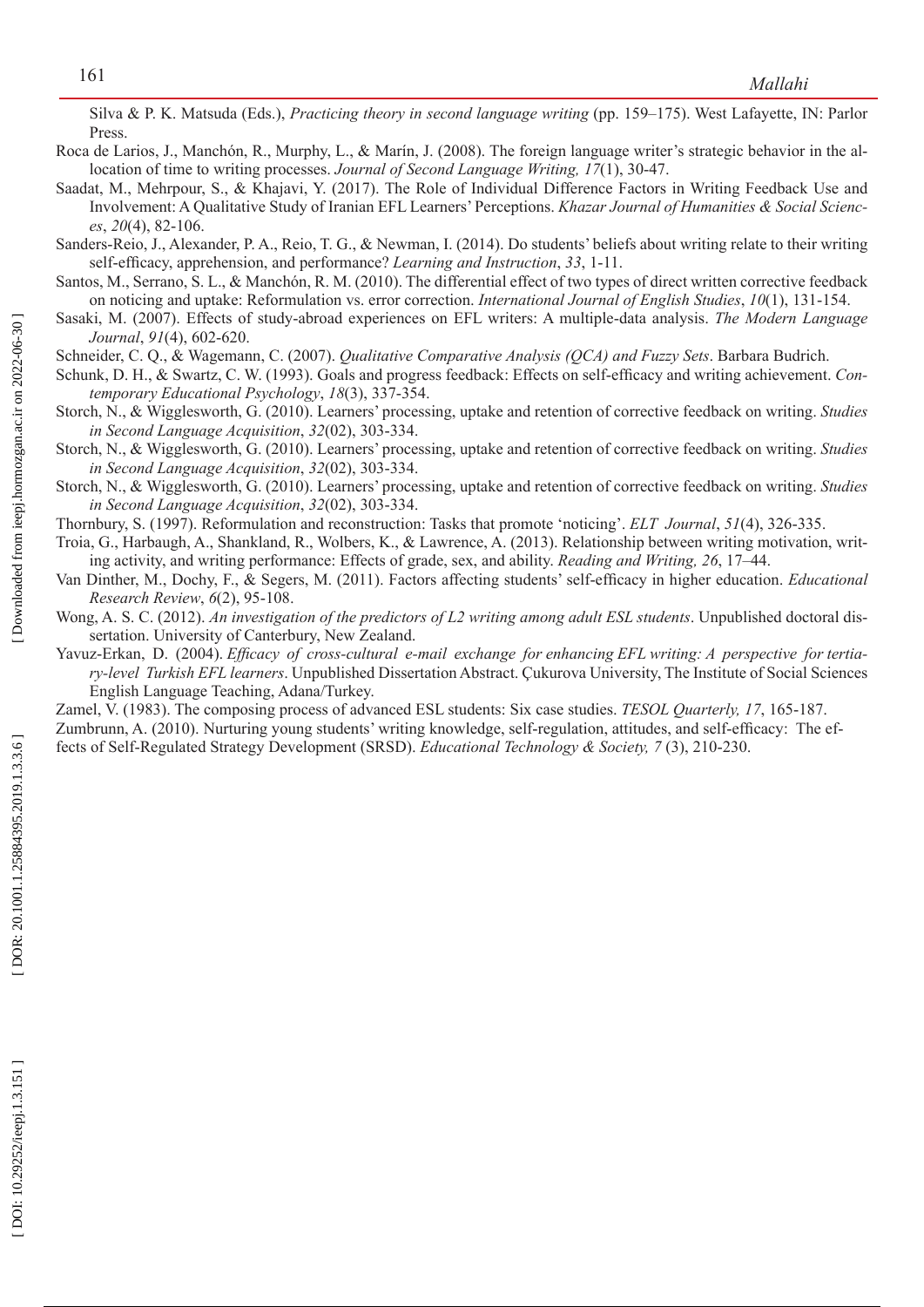Silva & P. K. Matsuda (Eds.), *Practicing theory in second language writing* (pp. 159–175). West Lafayette, IN: Parlor Press.

Roca de Larios, J., Manchón, R., Murphy, L., & Marín, J. (2008). The foreign language writer's strategic behavior in the allocation of time to writing processes. *Journal of Second Language Writing, 17*(1), 30-47.

Saadat, M., Mehrpour, S., & Khajavi, Y. (2017). The Role of Individual Difference Factors in Writing Feedback Use and Involvement: A Qualitative Study of Iranian EFL Learners' Perceptions. *Khazar Journal of Humanities & Social Sciences*, *20*(4), 82-106.

Sanders-Reio, J., Alexander, P. A., Reio, T. G., & Newman, I. (2014). Do students' beliefs about writing relate to their writing self-efficacy, apprehension, and performance? *Learning and Instruction*, *33*, 1-11.

Santos, M., Serrano, S. L., & Manchón, R. M. (2010). The differential effect of two types of direct written corrective feedback on noticing and uptake: Reformulation vs. error correction. *International Journal of English Studies*, *10*(1), 131-154.

Sasaki, M. (2007). Effects of study-abroad experiences on EFL writers: A multiple-data analysis. *The Modern Language Journal*, *91*(4), 602-620.

Schneider, C. Q., & Wagemann, C. (2007). *Qualitative Comparative Analysis (QCA) and Fuzzy Sets*. Barbara Budrich.

Schunk, D. H., & Swartz, C. W. (1993). Goals and progress feedback: Effects on self-efficacy and writing achievement. *Contemporary Educational Psychology*, *18*(3), 337-354.

Storch, N., & Wigglesworth, G. (2010). Learners' processing, uptake and retention of corrective feedback on writing. *Studies in Second Language Acquisition*, *32*(02), 303-334.

Storch, N., & Wigglesworth, G. (2010). Learners' processing, uptake and retention of corrective feedback on writing. *Studies in Second Language Acquisition*, *32*(02), 303-334.

Storch, N., & Wigglesworth, G. (2010). Learners' processing, uptake and retention of corrective feedback on writing. *Studies in Second Language Acquisition*, *32*(02), 303-334.

Thornbury, S. (1997). Reformulation and reconstruction: Tasks that promote 'noticing'. *ELT Journal*, *51*(4), 326-335.

Troia, G., Harbaugh, A., Shankland, R., Wolbers, K., & Lawrence, A. (2013). Relationship between writing motivation, writing activity, and writing performance: Effects of grade, sex, and ability. *Reading and Writing, 26*, 17–44.

Van Dinther, M., Dochy, F., & Segers, M. (2011). Factors affecting students' self-efficacy in higher education. *Educational Research Review*, *6*(2), 95-108.

Wong, A. S. C. (2012). *An investigation of the predictors of L2 writing among adult ESL students*. Unpublished doctoral dissertation. University of Canterbury, New Zealand.

Yavuz-Erkan, D. (2004). *Efficacy of cross-cultural e-mail exchange for enhancing EFL writing: A perspective for tertiary-level Turkish EFL learners*. Unpublished Dissertation Abstract. Çukurova University, The Institute of Social Sciences English Language Teaching, Adana/Turkey.

Zamel, V. (1983). The composing process of advanced ESL students: Six case studies. *TESOL Quarterly, 17*, 165-187.

Zumbrunn, A. (2010). Nurturing young students' writing knowledge, self-regulation, attitudes, and self-efficacy: The effects of Self-Regulated Strategy Development (SRSD). *Educational Technology & Society, 7* (3), 210-230.